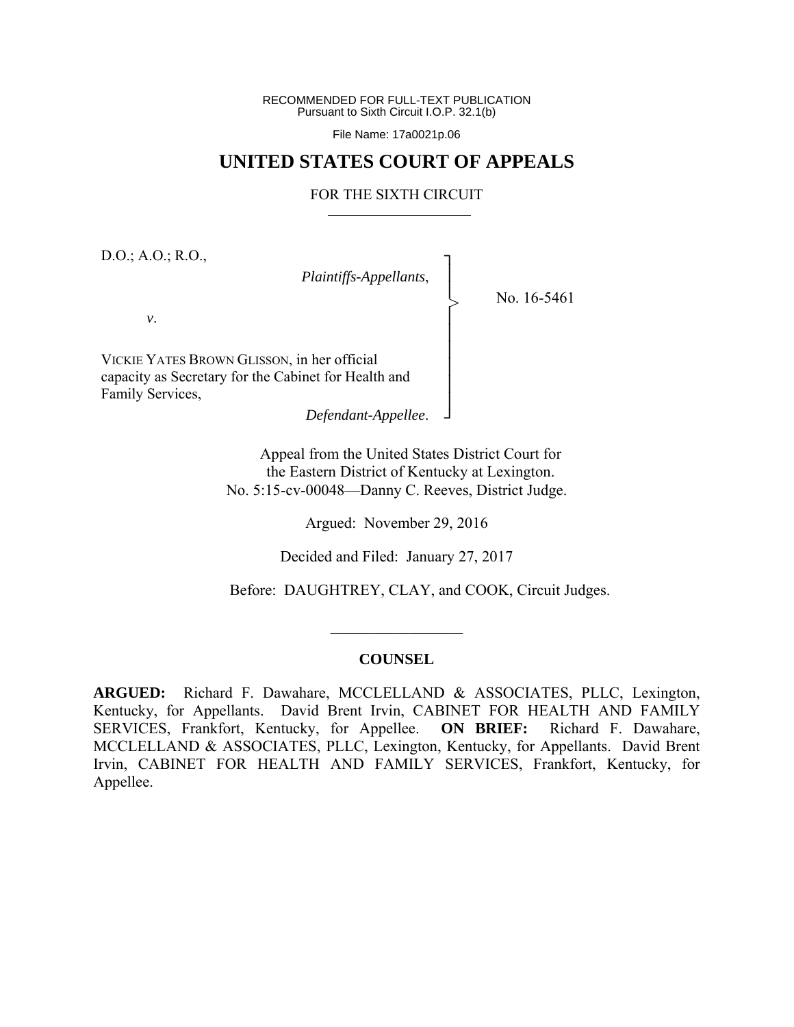RECOMMENDED FOR FULL-TEXT PUBLICATION
Pursuant to Sixth Circuit I.O.P. 32.1(b)

File Name: 17a0021p.06

# UNITED STATES COURT OF APPEALS

## FOR THE SIXTH CIRCUIT

D.O.; A.O.; R.O.,

*Plaintiffs-Appellants*,

*v*.

VICKIE YATES BROWN GLISSON, in her official capacity as Secretary for the Cabinet for Health and Family Services,

*Defendant-Appellee*.

No. 16-5461

Appeal from the United States District Court for the Eastern District of Kentucky at Lexington.
No. 5:15-cv-00048—Danny C. Reeves, District Judge.

Argued: November 29, 2016

Decided and Filed: January 27, 2017

Before: DAUGHTREY, CLAY, and COOK, Circuit Judges.

---

### COUNSEL

**ARGUED:** Richard F. Dawahare, MCCLELLAND & ASSOCIATES, PLLC, Lexington, Kentucky, for Appellants. David Brent Irvin, CABINET FOR HEALTH AND FAMILY SERVICES, Frankfort, Kentucky, for Appellee. **ON BRIEF:** Richard F. Dawahare, MCCLELLAND & ASSOCIATES, PLLC, Lexington, Kentucky, for Appellants. David Brent Irvin, CABINET FOR HEALTH AND FAMILY SERVICES, Frankfort, Kentucky, for Appellee.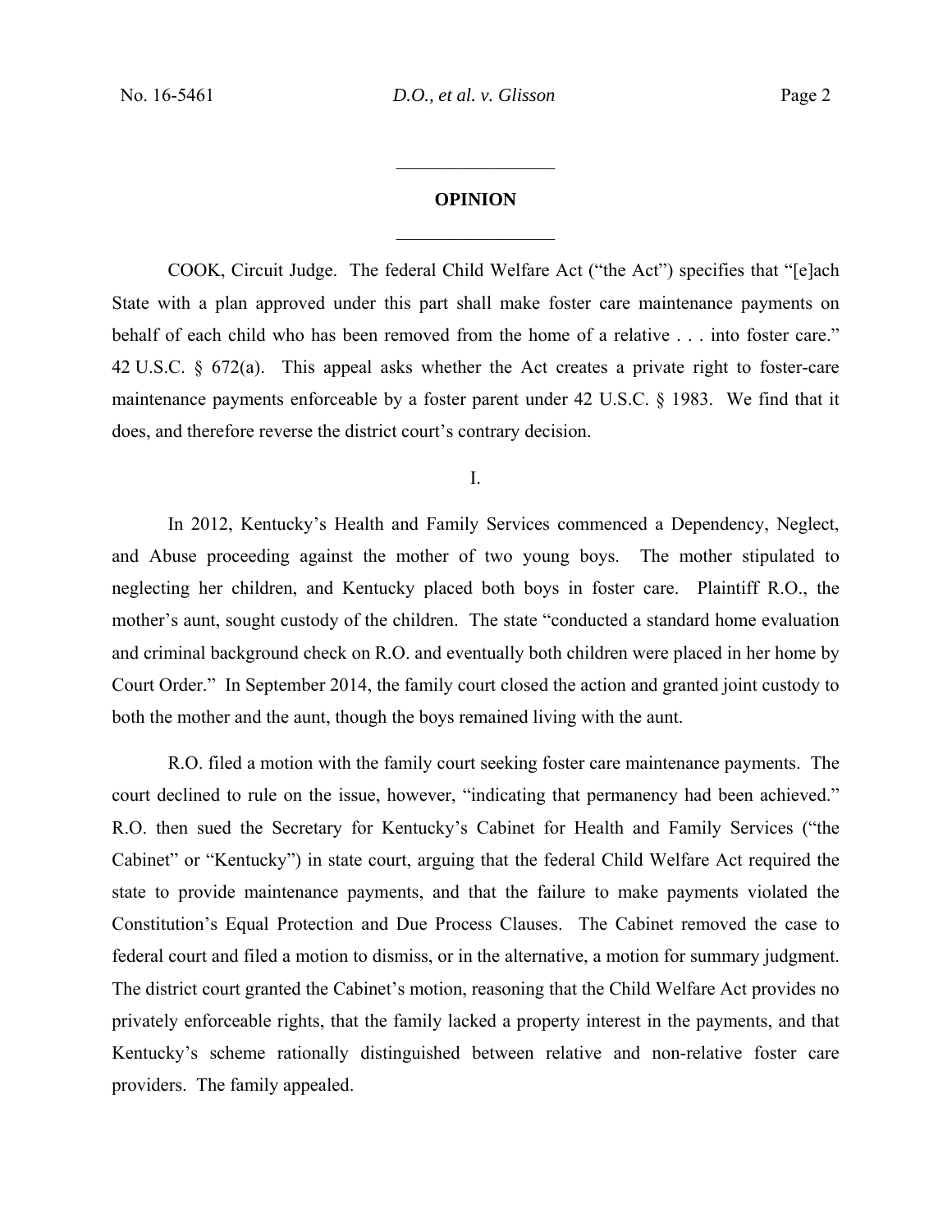# OPINION

COOK, Circuit Judge. The federal Child Welfare Act ("the Act") specifies that "[e]ach State with a plan approved under this part shall make foster care maintenance payments on behalf of each child who has been removed from the home of a relative . . . into foster care." 42 U.S.C. § 672(a). This appeal asks whether the Act creates a private right to foster-care maintenance payments enforceable by a foster parent under 42 U.S.C. § 1983. We find that it does, and therefore reverse the district court's contrary decision.

## I.

In 2012, Kentucky's Health and Family Services commenced a Dependency, Neglect, and Abuse proceeding against the mother of two young boys. The mother stipulated to neglecting her children, and Kentucky placed both boys in foster care. Plaintiff R.O., the mother's aunt, sought custody of the children. The state "conducted a standard home evaluation and criminal background check on R.O. and eventually both children were placed in her home by Court Order." In September 2014, the family court closed the action and granted joint custody to both the mother and the aunt, though the boys remained living with the aunt.

R.O. filed a motion with the family court seeking foster care maintenance payments. The court declined to rule on the issue, however, "indicating that permanency had been achieved." R.O. then sued the Secretary for Kentucky's Cabinet for Health and Family Services ("the Cabinet" or "Kentucky") in state court, arguing that the federal Child Welfare Act required the state to provide maintenance payments, and that the failure to make payments violated the Constitution's Equal Protection and Due Process Clauses. The Cabinet removed the case to federal court and filed a motion to dismiss, or in the alternative, a motion for summary judgment. The district court granted the Cabinet's motion, reasoning that the Child Welfare Act provides no privately enforceable rights, that the family lacked a property interest in the payments, and that Kentucky's scheme rationally distinguished between relative and non-relative foster care providers. The family appealed.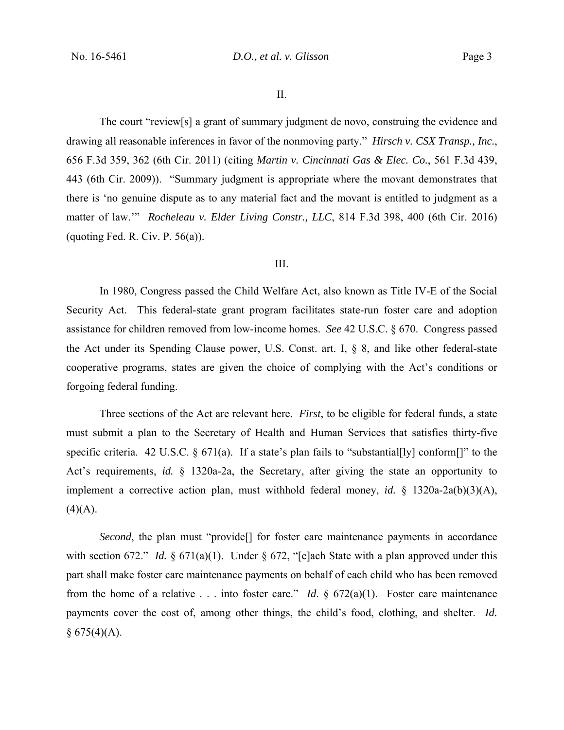## II.

The court "review[s] a grant of summary judgment de novo, construing the evidence and drawing all reasonable inferences in favor of the nonmoving party." *Hirsch v. CSX Transp., Inc.*, 656 F.3d 359, 362 (6th Cir. 2011) (citing *Martin v. Cincinnati Gas & Elec. Co.*, 561 F.3d 439, 443 (6th Cir. 2009)). "Summary judgment is appropriate where the movant demonstrates that there is 'no genuine dispute as to any material fact and the movant is entitled to judgment as a matter of law.'" *Rocheleau v. Elder Living Constr., LLC*, 814 F.3d 398, 400 (6th Cir. 2016) (quoting Fed. R. Civ. P. 56(a)).

## III.

In 1980, Congress passed the Child Welfare Act, also known as Title IV-E of the Social Security Act. This federal-state grant program facilitates state-run foster care and adoption assistance for children removed from low-income homes. *See* 42 U.S.C. § 670. Congress passed the Act under its Spending Clause power, U.S. Const. art. I, § 8, and like other federal-state cooperative programs, states are given the choice of complying with the Act's conditions or forgoing federal funding.

Three sections of the Act are relevant here. *First*, to be eligible for federal funds, a state must submit a plan to the Secretary of Health and Human Services that satisfies thirty-five specific criteria. 42 U.S.C. § 671(a). If a state's plan fails to "substantial[ly] conform[]" to the Act's requirements, *id.* § 1320a-2a, the Secretary, after giving the state an opportunity to implement a corrective action plan, must withhold federal money, *id.* § 1320a-2a(b)(3)(A), (4)(A).

*Second*, the plan must "provide[] for foster care maintenance payments in accordance with section 672." *Id.* § 671(a)(1). Under § 672, "[e]ach State with a plan approved under this part shall make foster care maintenance payments on behalf of each child who has been removed from the home of a relative . . . into foster care." *Id*. § 672(a)(1). Foster care maintenance payments cover the cost of, among other things, the child's food, clothing, and shelter. *Id.* § 675(4)(A).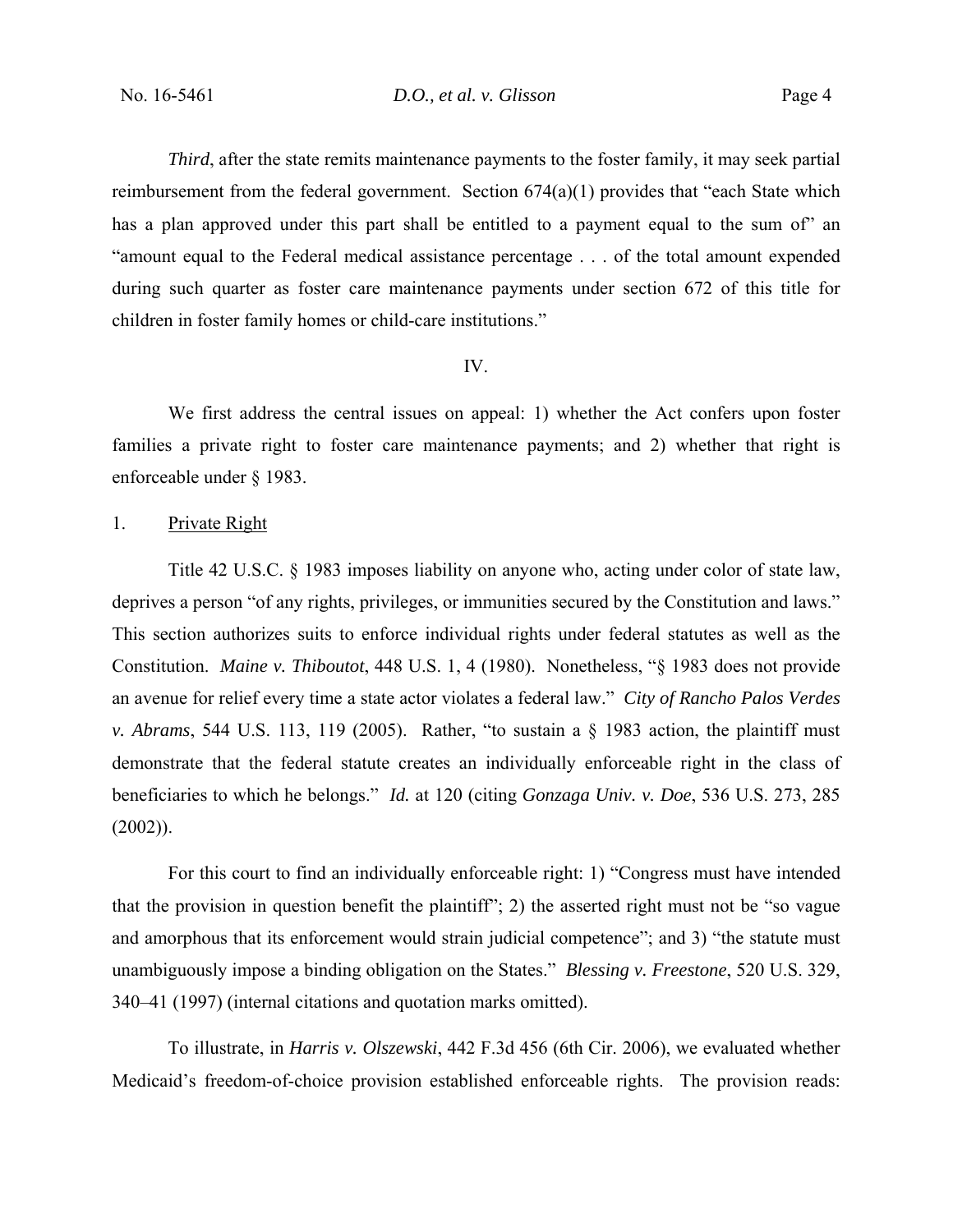*Third*, after the state remits maintenance payments to the foster family, it may seek partial reimbursement from the federal government. Section 674(a)(1) provides that "each State which has a plan approved under this part shall be entitled to a payment equal to the sum of" an "amount equal to the Federal medical assistance percentage . . . of the total amount expended during such quarter as foster care maintenance payments under section 672 of this title for children in foster family homes or child-care institutions."

## IV.

We first address the central issues on appeal: 1) whether the Act confers upon foster families a private right to foster care maintenance payments; and 2) whether that right is enforceable under § 1983.

### 1. Private Right

Title 42 U.S.C. § 1983 imposes liability on anyone who, acting under color of state law, deprives a person "of any rights, privileges, or immunities secured by the Constitution and laws." This section authorizes suits to enforce individual rights under federal statutes as well as the Constitution. *Maine v. Thiboutot*, 448 U.S. 1, 4 (1980). Nonetheless, "§ 1983 does not provide an avenue for relief every time a state actor violates a federal law." *City of Rancho Palos Verdes v. Abrams*, 544 U.S. 113, 119 (2005). Rather, "to sustain a § 1983 action, the plaintiff must demonstrate that the federal statute creates an individually enforceable right in the class of beneficiaries to which he belongs." *Id.* at 120 (citing *Gonzaga Univ. v. Doe*, 536 U.S. 273, 285 (2002)).

For this court to find an individually enforceable right: 1) "Congress must have intended that the provision in question benefit the plaintiff"; 2) the asserted right must not be "so vague and amorphous that its enforcement would strain judicial competence"; and 3) "the statute must unambiguously impose a binding obligation on the States." *Blessing v. Freestone*, 520 U.S. 329, 340–41 (1997) (internal citations and quotation marks omitted).

To illustrate, in *Harris v. Olszewski*, 442 F.3d 456 (6th Cir. 2006), we evaluated whether Medicaid's freedom-of-choice provision established enforceable rights. The provision reads: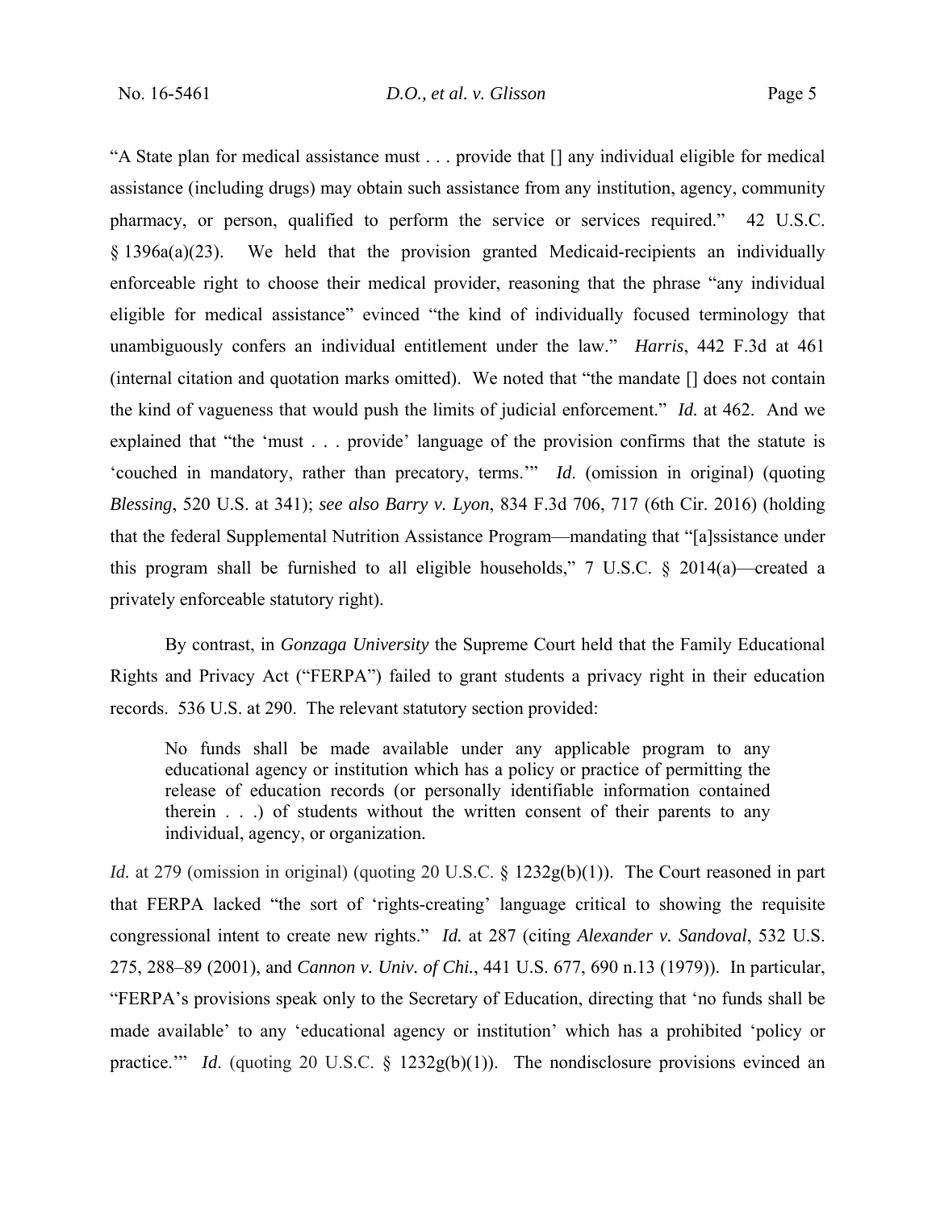"A State plan for medical assistance must . . . provide that [] any individual eligible for medical assistance (including drugs) may obtain such assistance from any institution, agency, community pharmacy, or person, qualified to perform the service or services required." 42 U.S.C. § 1396a(a)(23). We held that the provision granted Medicaid-recipients an individually enforceable right to choose their medical provider, reasoning that the phrase "any individual eligible for medical assistance" evinced "the kind of individually focused terminology that unambiguously confers an individual entitlement under the law." *Harris*, 442 F.3d at 461 (internal citation and quotation marks omitted). We noted that "the mandate [] does not contain the kind of vagueness that would push the limits of judicial enforcement." *Id.* at 462. And we explained that "the 'must . . . provide' language of the provision confirms that the statute is 'couched in mandatory, rather than precatory, terms.'" *Id.* (omission in original) (quoting *Blessing*, 520 U.S. at 341); *see also Barry v. Lyon*, 834 F.3d 706, 717 (6th Cir. 2016) (holding that the federal Supplemental Nutrition Assistance Program—mandating that "[a]ssistance under this program shall be furnished to all eligible households," 7 U.S.C. § 2014(a)—created a privately enforceable statutory right).

By contrast, in *Gonzaga University* the Supreme Court held that the Family Educational Rights and Privacy Act ("FERPA") failed to grant students a privacy right in their education records. 536 U.S. at 290. The relevant statutory section provided:

> No funds shall be made available under any applicable program to any educational agency or institution which has a policy or practice of permitting the release of education records (or personally identifiable information contained therein . . .) of students without the written consent of their parents to any individual, agency, or organization.

*Id.* at 279 (omission in original) (quoting 20 U.S.C. § 1232g(b)(1)). The Court reasoned in part that FERPA lacked "the sort of 'rights-creating' language critical to showing the requisite congressional intent to create new rights." *Id.* at 287 (citing *Alexander v. Sandoval*, 532 U.S. 275, 288–89 (2001), and *Cannon v. Univ. of Chi.*, 441 U.S. 677, 690 n.13 (1979)). In particular, "FERPA's provisions speak only to the Secretary of Education, directing that 'no funds shall be made available' to any 'educational agency or institution' which has a prohibited 'policy or practice.'" *Id.* (quoting 20 U.S.C. § 1232g(b)(1)). The nondisclosure provisions evinced an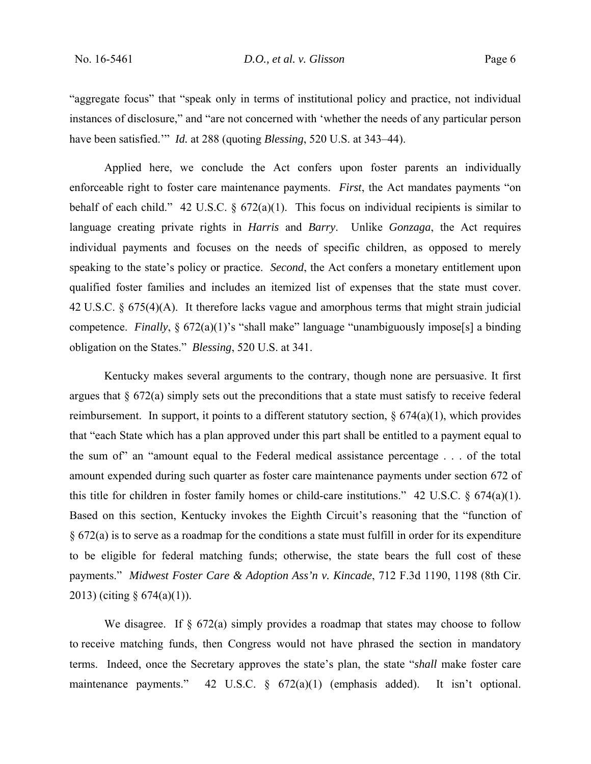"aggregate focus" that "speak only in terms of institutional policy and practice, not individual instances of disclosure," and "are not concerned with 'whether the needs of any particular person have been satisfied.'" *Id.* at 288 (quoting *Blessing*, 520 U.S. at 343–44).

Applied here, we conclude the Act confers upon foster parents an individually enforceable right to foster care maintenance payments. *First*, the Act mandates payments "on behalf of each child." 42 U.S.C. § 672(a)(1). This focus on individual recipients is similar to language creating private rights in *Harris* and *Barry*. Unlike *Gonzaga*, the Act requires individual payments and focuses on the needs of specific children, as opposed to merely speaking to the state's policy or practice. *Second*, the Act confers a monetary entitlement upon qualified foster families and includes an itemized list of expenses that the state must cover. 42 U.S.C. § 675(4)(A). It therefore lacks vague and amorphous terms that might strain judicial competence. *Finally*, § 672(a)(1)'s "shall make" language "unambiguously impose[s] a binding obligation on the States." *Blessing*, 520 U.S. at 341.

Kentucky makes several arguments to the contrary, though none are persuasive. It first argues that § 672(a) simply sets out the preconditions that a state must satisfy to receive federal reimbursement. In support, it points to a different statutory section, § 674(a)(1), which provides that "each State which has a plan approved under this part shall be entitled to a payment equal to the sum of" an "amount equal to the Federal medical assistance percentage . . . of the total amount expended during such quarter as foster care maintenance payments under section 672 of this title for children in foster family homes or child-care institutions." 42 U.S.C. § 674(a)(1). Based on this section, Kentucky invokes the Eighth Circuit's reasoning that the "function of § 672(a) is to serve as a roadmap for the conditions a state must fulfill in order for its expenditure to be eligible for federal matching funds; otherwise, the state bears the full cost of these payments." *Midwest Foster Care & Adoption Ass'n v. Kincade*, 712 F.3d 1190, 1198 (8th Cir. 2013) (citing § 674(a)(1)).

We disagree. If § 672(a) simply provides a roadmap that states may choose to follow to receive matching funds, then Congress would not have phrased the section in mandatory terms. Indeed, once the Secretary approves the state's plan, the state "*shall* make foster care maintenance payments." 42 U.S.C. § 672(a)(1) (emphasis added). It isn't optional.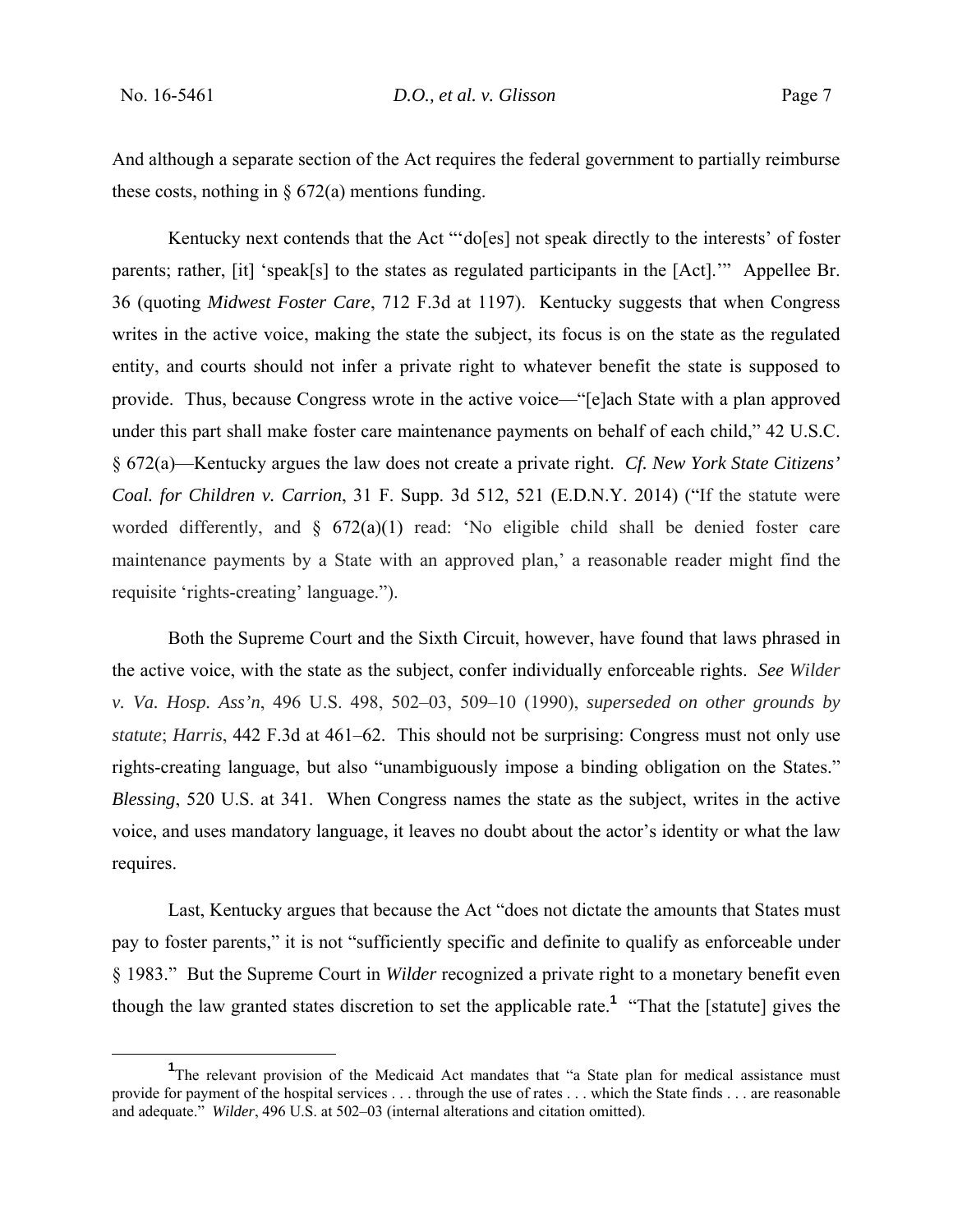And although a separate section of the Act requires the federal government to partially reimburse these costs, nothing in § 672(a) mentions funding.

Kentucky next contends that the Act "'do[es] not speak directly to the interests' of foster parents; rather, [it] 'speak[s] to the states as regulated participants in the [Act].'" Appellee Br. 36 (quoting *Midwest Foster Care*, 712 F.3d at 1197). Kentucky suggests that when Congress writes in the active voice, making the state the subject, its focus is on the state as the regulated entity, and courts should not infer a private right to whatever benefit the state is supposed to provide. Thus, because Congress wrote in the active voice—"[e]ach State with a plan approved under this part shall make foster care maintenance payments on behalf of each child," 42 U.S.C. § 672(a)—Kentucky argues the law does not create a private right. *Cf. New York State Citizens' Coal. for Children v. Carrion*, 31 F. Supp. 3d 512, 521 (E.D.N.Y. 2014) ("If the statute were worded differently, and § 672(a)(1) read: 'No eligible child shall be denied foster care maintenance payments by a State with an approved plan,' a reasonable reader might find the requisite 'rights-creating' language.").

Both the Supreme Court and the Sixth Circuit, however, have found that laws phrased in the active voice, with the state as the subject, confer individually enforceable rights. *See Wilder v. Va. Hosp. Ass'n*, 496 U.S. 498, 502–03, 509–10 (1990), *superseded on other grounds by statute*; *Harris*, 442 F.3d at 461–62. This should not be surprising: Congress must not only use rights-creating language, but also "unambiguously impose a binding obligation on the States." *Blessing*, 520 U.S. at 341. When Congress names the state as the subject, writes in the active voice, and uses mandatory language, it leaves no doubt about the actor's identity or what the law requires.

Last, Kentucky argues that because the Act "does not dictate the amounts that States must pay to foster parents," it is not "sufficiently specific and definite to qualify as enforceable under § 1983." But the Supreme Court in *Wilder* recognized a private right to a monetary benefit even though the law granted states discretion to set the applicable rate.[1] "That the [statute] gives the

[1] The relevant provision of the Medicaid Act mandates that "a State plan for medical assistance must provide for payment of the hospital services . . . through the use of rates . . . which the State finds . . . are reasonable and adequate." *Wilder*, 496 U.S. at 502–03 (internal alterations and citation omitted).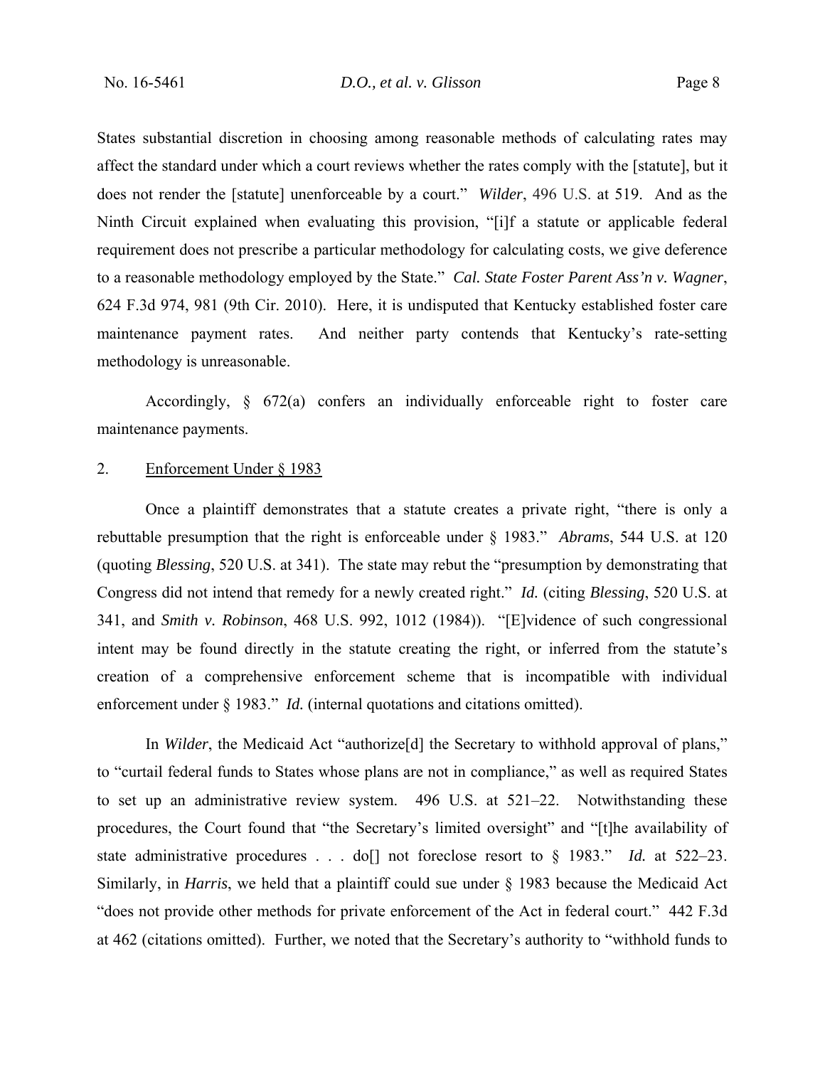States substantial discretion in choosing among reasonable methods of calculating rates may affect the standard under which a court reviews whether the rates comply with the [statute], but it does not render the [statute] unenforceable by a court." *Wilder*, 496 U.S. at 519. And as the Ninth Circuit explained when evaluating this provision, "[i]f a statute or applicable federal requirement does not prescribe a particular methodology for calculating costs, we give deference to a reasonable methodology employed by the State." *Cal. State Foster Parent Ass'n v. Wagner*, 624 F.3d 974, 981 (9th Cir. 2010). Here, it is undisputed that Kentucky established foster care maintenance payment rates. And neither party contends that Kentucky's rate-setting methodology is unreasonable.

Accordingly, § 672(a) confers an individually enforceable right to foster care maintenance payments.

2. Enforcement Under § 1983

Once a plaintiff demonstrates that a statute creates a private right, "there is only a rebuttable presumption that the right is enforceable under § 1983." *Abrams*, 544 U.S. at 120 (quoting *Blessing*, 520 U.S. at 341). The state may rebut the "presumption by demonstrating that Congress did not intend that remedy for a newly created right." *Id.* (citing *Blessing*, 520 U.S. at 341, and *Smith v. Robinson*, 468 U.S. 992, 1012 (1984)). "[E]vidence of such congressional intent may be found directly in the statute creating the right, or inferred from the statute's creation of a comprehensive enforcement scheme that is incompatible with individual enforcement under § 1983." *Id.* (internal quotations and citations omitted).

In *Wilder*, the Medicaid Act "authorize[d] the Secretary to withhold approval of plans," to "curtail federal funds to States whose plans are not in compliance," as well as required States to set up an administrative review system. 496 U.S. at 521–22. Notwithstanding these procedures, the Court found that "the Secretary's limited oversight" and "[t]he availability of state administrative procedures . . . do[] not foreclose resort to § 1983." *Id.* at 522–23. Similarly, in *Harris*, we held that a plaintiff could sue under § 1983 because the Medicaid Act "does not provide other methods for private enforcement of the Act in federal court." 442 F.3d at 462 (citations omitted). Further, we noted that the Secretary's authority to "withhold funds to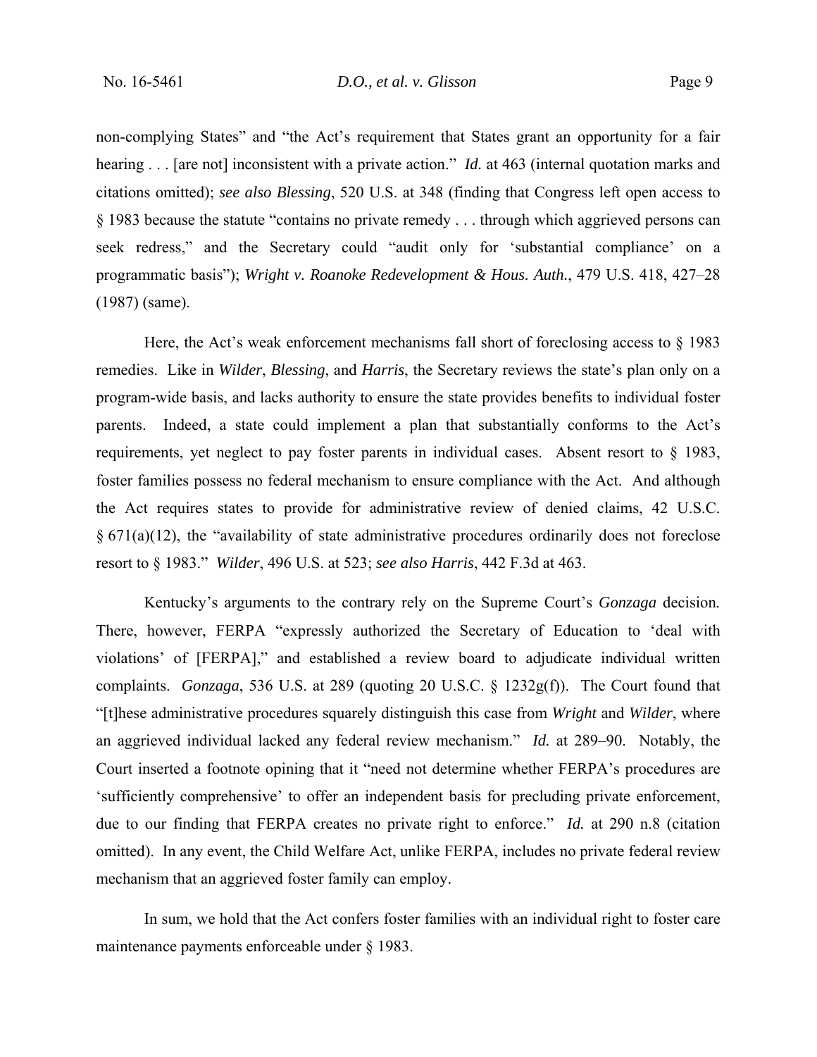non-complying States" and "the Act's requirement that States grant an opportunity for a fair hearing . . . [are not] inconsistent with a private action." *Id.* at 463 (internal quotation marks and citations omitted); *see also Blessing*, 520 U.S. at 348 (finding that Congress left open access to § 1983 because the statute "contains no private remedy . . . through which aggrieved persons can seek redress," and the Secretary could "audit only for 'substantial compliance' on a programmatic basis"); *Wright v. Roanoke Redevelopment & Hous. Auth.*, 479 U.S. 418, 427–28 (1987) (same).

Here, the Act's weak enforcement mechanisms fall short of foreclosing access to § 1983 remedies. Like in *Wilder*, *Blessing*, and *Harris*, the Secretary reviews the state's plan only on a program-wide basis, and lacks authority to ensure the state provides benefits to individual foster parents. Indeed, a state could implement a plan that substantially conforms to the Act's requirements, yet neglect to pay foster parents in individual cases. Absent resort to § 1983, foster families possess no federal mechanism to ensure compliance with the Act. And although the Act requires states to provide for administrative review of denied claims, 42 U.S.C. § 671(a)(12), the "availability of state administrative procedures ordinarily does not foreclose resort to § 1983." *Wilder*, 496 U.S. at 523; *see also Harris*, 442 F.3d at 463.

Kentucky's arguments to the contrary rely on the Supreme Court's *Gonzaga* decision. There, however, FERPA "expressly authorized the Secretary of Education to 'deal with violations' of [FERPA]," and established a review board to adjudicate individual written complaints. *Gonzaga*, 536 U.S. at 289 (quoting 20 U.S.C. § 1232g(f)). The Court found that "[t]hese administrative procedures squarely distinguish this case from *Wright* and *Wilder*, where an aggrieved individual lacked any federal review mechanism." *Id.* at 289–90. Notably, the Court inserted a footnote opining that it "need not determine whether FERPA's procedures are 'sufficiently comprehensive' to offer an independent basis for precluding private enforcement, due to our finding that FERPA creates no private right to enforce." *Id.* at 290 n.8 (citation omitted). In any event, the Child Welfare Act, unlike FERPA, includes no private federal review mechanism that an aggrieved foster family can employ.

In sum, we hold that the Act confers foster families with an individual right to foster care maintenance payments enforceable under § 1983.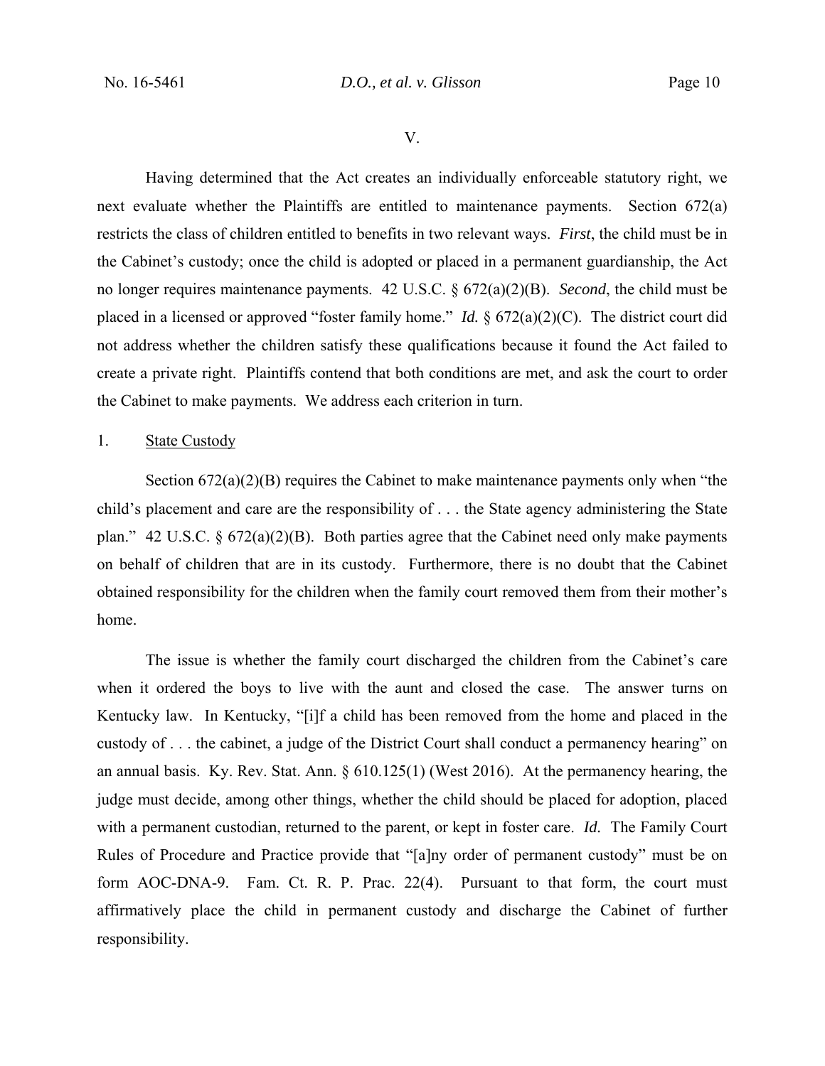V.

Having determined that the Act creates an individually enforceable statutory right, we next evaluate whether the Plaintiffs are entitled to maintenance payments. Section 672(a) restricts the class of children entitled to benefits in two relevant ways. *First*, the child must be in the Cabinet's custody; once the child is adopted or placed in a permanent guardianship, the Act no longer requires maintenance payments. 42 U.S.C. § 672(a)(2)(B). *Second*, the child must be placed in a licensed or approved "foster family home." *Id.* § 672(a)(2)(C). The district court did not address whether the children satisfy these qualifications because it found the Act failed to create a private right. Plaintiffs contend that both conditions are met, and ask the court to order the Cabinet to make payments. We address each criterion in turn.

1. State Custody

Section 672(a)(2)(B) requires the Cabinet to make maintenance payments only when "the child's placement and care are the responsibility of . . . the State agency administering the State plan." 42 U.S.C. § 672(a)(2)(B). Both parties agree that the Cabinet need only make payments on behalf of children that are in its custody. Furthermore, there is no doubt that the Cabinet obtained responsibility for the children when the family court removed them from their mother's home.

The issue is whether the family court discharged the children from the Cabinet's care when it ordered the boys to live with the aunt and closed the case. The answer turns on Kentucky law. In Kentucky, "[i]f a child has been removed from the home and placed in the custody of . . . the cabinet, a judge of the District Court shall conduct a permanency hearing" on an annual basis. Ky. Rev. Stat. Ann. § 610.125(1) (West 2016). At the permanency hearing, the judge must decide, among other things, whether the child should be placed for adoption, placed with a permanent custodian, returned to the parent, or kept in foster care. *Id.* The Family Court Rules of Procedure and Practice provide that "[a]ny order of permanent custody" must be on form AOC-DNA-9. Fam. Ct. R. P. Prac. 22(4). Pursuant to that form, the court must affirmatively place the child in permanent custody and discharge the Cabinet of further responsibility.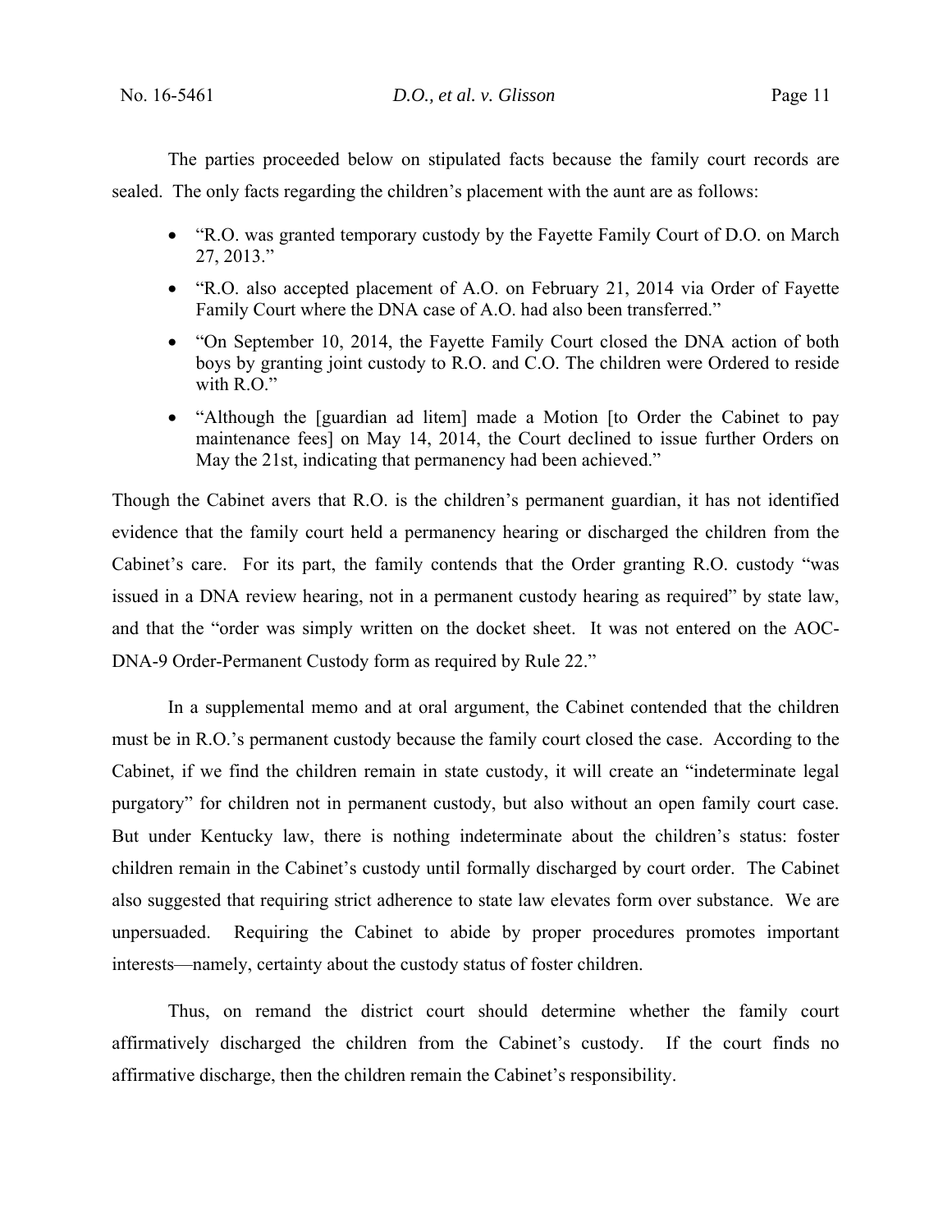The parties proceeded below on stipulated facts because the family court records are sealed. The only facts regarding the children's placement with the aunt are as follows:

- "R.O. was granted temporary custody by the Fayette Family Court of D.O. on March 27, 2013."
- "R.O. also accepted placement of A.O. on February 21, 2014 via Order of Fayette Family Court where the DNA case of A.O. had also been transferred."
- "On September 10, 2014, the Fayette Family Court closed the DNA action of both boys by granting joint custody to R.O. and C.O. The children were Ordered to reside with R.O."
- "Although the [guardian ad litem] made a Motion [to Order the Cabinet to pay maintenance fees] on May 14, 2014, the Court declined to issue further Orders on May the 21st, indicating that permanency had been achieved."

Though the Cabinet avers that R.O. is the children's permanent guardian, it has not identified evidence that the family court held a permanency hearing or discharged the children from the Cabinet's care. For its part, the family contends that the Order granting R.O. custody "was issued in a DNA review hearing, not in a permanent custody hearing as required" by state law, and that the "order was simply written on the docket sheet. It was not entered on the AOC-DNA-9 Order-Permanent Custody form as required by Rule 22."

In a supplemental memo and at oral argument, the Cabinet contended that the children must be in R.O.'s permanent custody because the family court closed the case. According to the Cabinet, if we find the children remain in state custody, it will create an "indeterminate legal purgatory" for children not in permanent custody, but also without an open family court case. But under Kentucky law, there is nothing indeterminate about the children's status: foster children remain in the Cabinet's custody until formally discharged by court order. The Cabinet also suggested that requiring strict adherence to state law elevates form over substance. We are unpersuaded. Requiring the Cabinet to abide by proper procedures promotes important interests—namely, certainty about the custody status of foster children.

Thus, on remand the district court should determine whether the family court affirmatively discharged the children from the Cabinet's custody. If the court finds no affirmative discharge, then the children remain the Cabinet's responsibility.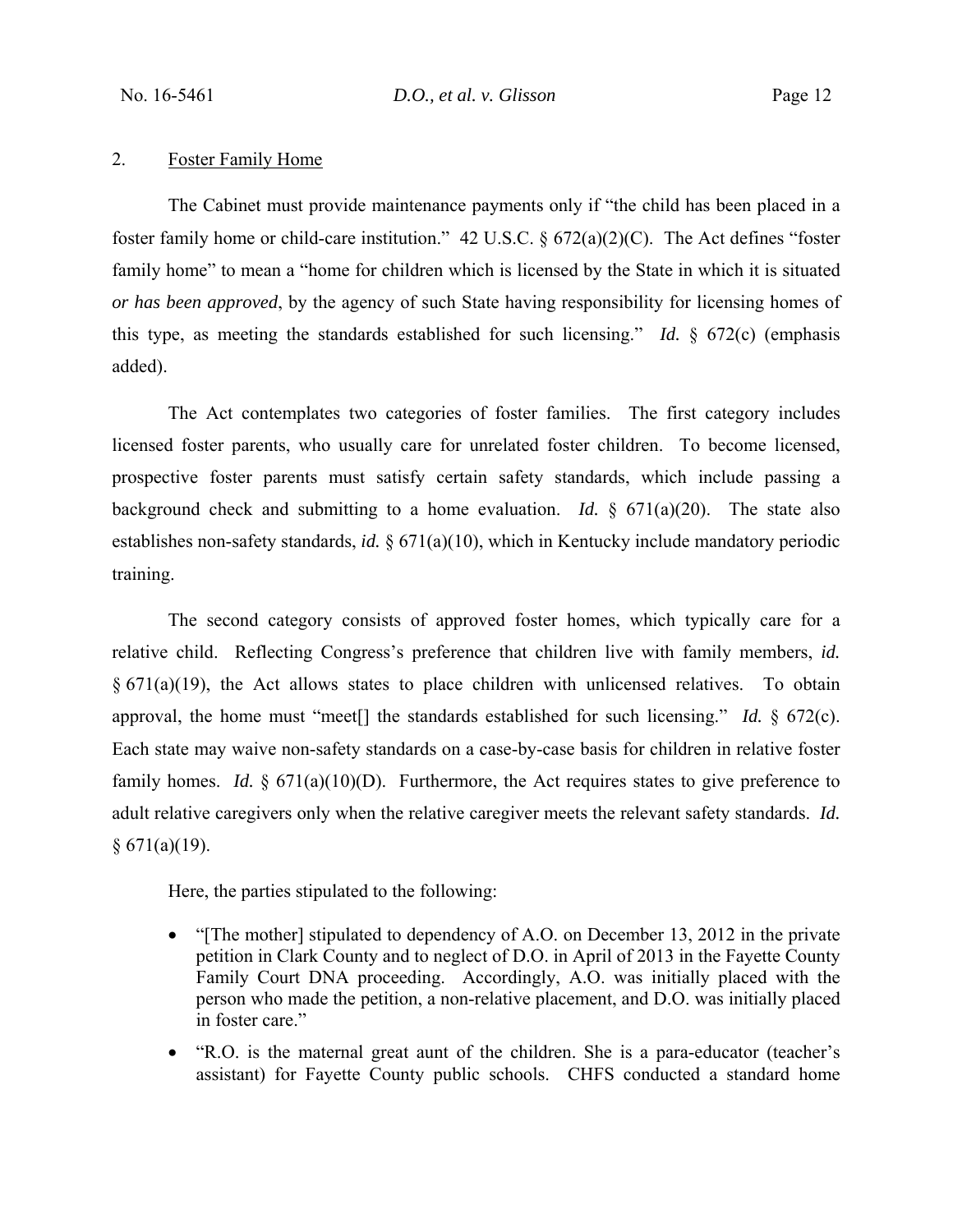2. Foster Family Home

The Cabinet must provide maintenance payments only if "the child has been placed in a foster family home or child-care institution." 42 U.S.C. § 672(a)(2)(C). The Act defines "foster family home" to mean a "home for children which is licensed by the State in which it is situated *or has been approved*, by the agency of such State having responsibility for licensing homes of this type, as meeting the standards established for such licensing." *Id.* § 672(c) (emphasis added).

The Act contemplates two categories of foster families. The first category includes licensed foster parents, who usually care for unrelated foster children. To become licensed, prospective foster parents must satisfy certain safety standards, which include passing a background check and submitting to a home evaluation. *Id.* § 671(a)(20). The state also establishes non-safety standards, *id.* § 671(a)(10), which in Kentucky include mandatory periodic training.

The second category consists of approved foster homes, which typically care for a relative child. Reflecting Congress's preference that children live with family members, *id.* § 671(a)(19), the Act allows states to place children with unlicensed relatives. To obtain approval, the home must "meet[] the standards established for such licensing." *Id.* § 672(c). Each state may waive non-safety standards on a case-by-case basis for children in relative foster family homes. *Id.* § 671(a)(10)(D). Furthermore, the Act requires states to give preference to adult relative caregivers only when the relative caregiver meets the relevant safety standards. *Id.* § 671(a)(19).

Here, the parties stipulated to the following:

- "[The mother] stipulated to dependency of A.O. on December 13, 2012 in the private petition in Clark County and to neglect of D.O. in April of 2013 in the Fayette County Family Court DNA proceeding. Accordingly, A.O. was initially placed with the person who made the petition, a non-relative placement, and D.O. was initially placed in foster care."
- "R.O. is the maternal great aunt of the children. She is a para-educator (teacher's assistant) for Fayette County public schools. CHFS conducted a standard home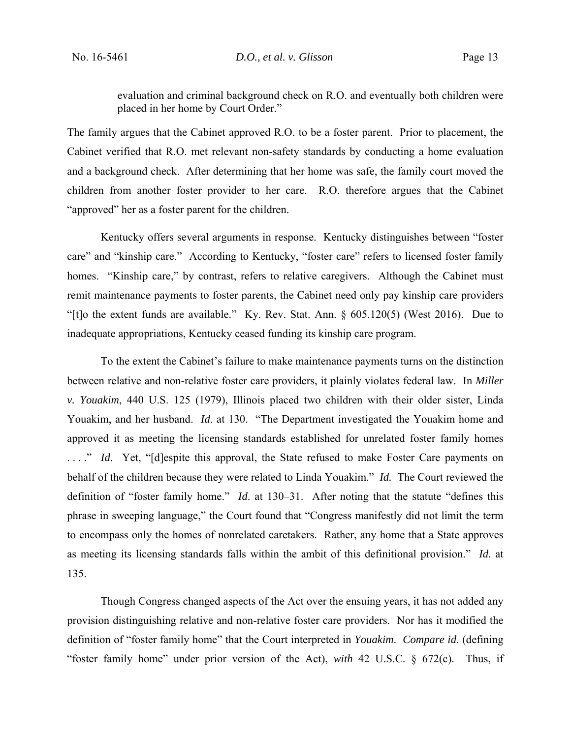> evaluation and criminal background check on R.O. and eventually both children were placed in her home by Court Order."

The family argues that the Cabinet approved R.O. to be a foster parent. Prior to placement, the Cabinet verified that R.O. met relevant non-safety standards by conducting a home evaluation and a background check. After determining that her home was safe, the family court moved the children from another foster provider to her care. R.O. therefore argues that the Cabinet "approved" her as a foster parent for the children.

Kentucky offers several arguments in response. Kentucky distinguishes between "foster care" and "kinship care." According to Kentucky, "foster care" refers to licensed foster family homes. "Kinship care," by contrast, refers to relative caregivers. Although the Cabinet must remit maintenance payments to foster parents, the Cabinet need only pay kinship care providers "[t]o the extent funds are available." Ky. Rev. Stat. Ann. § 605.120(5) (West 2016). Due to inadequate appropriations, Kentucky ceased funding its kinship care program.

To the extent the Cabinet's failure to make maintenance payments turns on the distinction between relative and non-relative foster care providers, it plainly violates federal law. In *Miller v. Youakim*, 440 U.S. 125 (1979), Illinois placed two children with their older sister, Linda Youakim, and her husband. *Id*. at 130. "The Department investigated the Youakim home and approved it as meeting the licensing standards established for unrelated foster family homes . . . ." *Id*. Yet, "[d]espite this approval, the State refused to make Foster Care payments on behalf of the children because they were related to Linda Youakim." *Id.* The Court reviewed the definition of "foster family home." *Id*. at 130–31. After noting that the statute "defines this phrase in sweeping language," the Court found that "Congress manifestly did not limit the term to encompass only the homes of nonrelated caretakers. Rather, any home that a State approves as meeting its licensing standards falls within the ambit of this definitional provision." *Id.* at 135.

Though Congress changed aspects of the Act over the ensuing years, it has not added any provision distinguishing relative and non-relative foster care providers. Nor has it modified the definition of "foster family home" that the Court interpreted in *Youakim*. *Compare id*. (defining "foster family home" under prior version of the Act), *with* 42 U.S.C. § 672(c). Thus, if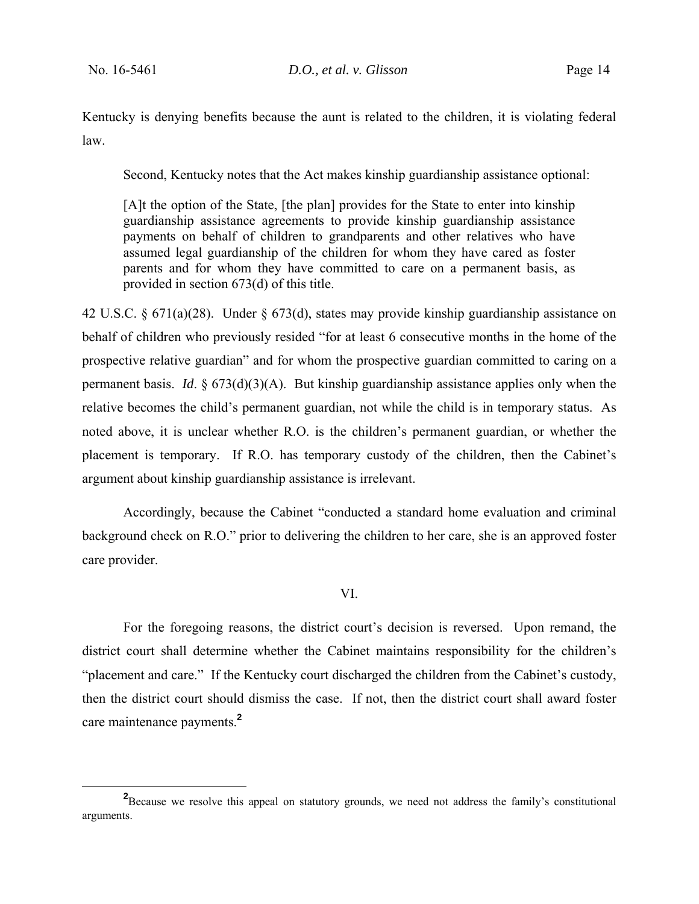Kentucky is denying benefits because the aunt is related to the children, it is violating federal law.

Second, Kentucky notes that the Act makes kinship guardianship assistance optional:

> [A]t the option of the State, [the plan] provides for the State to enter into kinship guardianship assistance agreements to provide kinship guardianship assistance payments on behalf of children to grandparents and other relatives who have assumed legal guardianship of the children for whom they have cared as foster parents and for whom they have committed to care on a permanent basis, as provided in section 673(d) of this title.

42 U.S.C. § 671(a)(28). Under § 673(d), states may provide kinship guardianship assistance on behalf of children who previously resided "for at least 6 consecutive months in the home of the prospective relative guardian" and for whom the prospective guardian committed to caring on a permanent basis. *Id*. § 673(d)(3)(A). But kinship guardianship assistance applies only when the relative becomes the child's permanent guardian, not while the child is in temporary status. As noted above, it is unclear whether R.O. is the children's permanent guardian, or whether the placement is temporary. If R.O. has temporary custody of the children, then the Cabinet's argument about kinship guardianship assistance is irrelevant.

Accordingly, because the Cabinet "conducted a standard home evaluation and criminal background check on R.O." prior to delivering the children to her care, she is an approved foster care provider.

## VI.

For the foregoing reasons, the district court's decision is reversed. Upon remand, the district court shall determine whether the Cabinet maintains responsibility for the children's "placement and care." If the Kentucky court discharged the children from the Cabinet's custody, then the district court should dismiss the case. If not, then the district court shall award foster care maintenance payments.[2]

---

[2] Because we resolve this appeal on statutory grounds, we need not address the family's constitutional arguments.